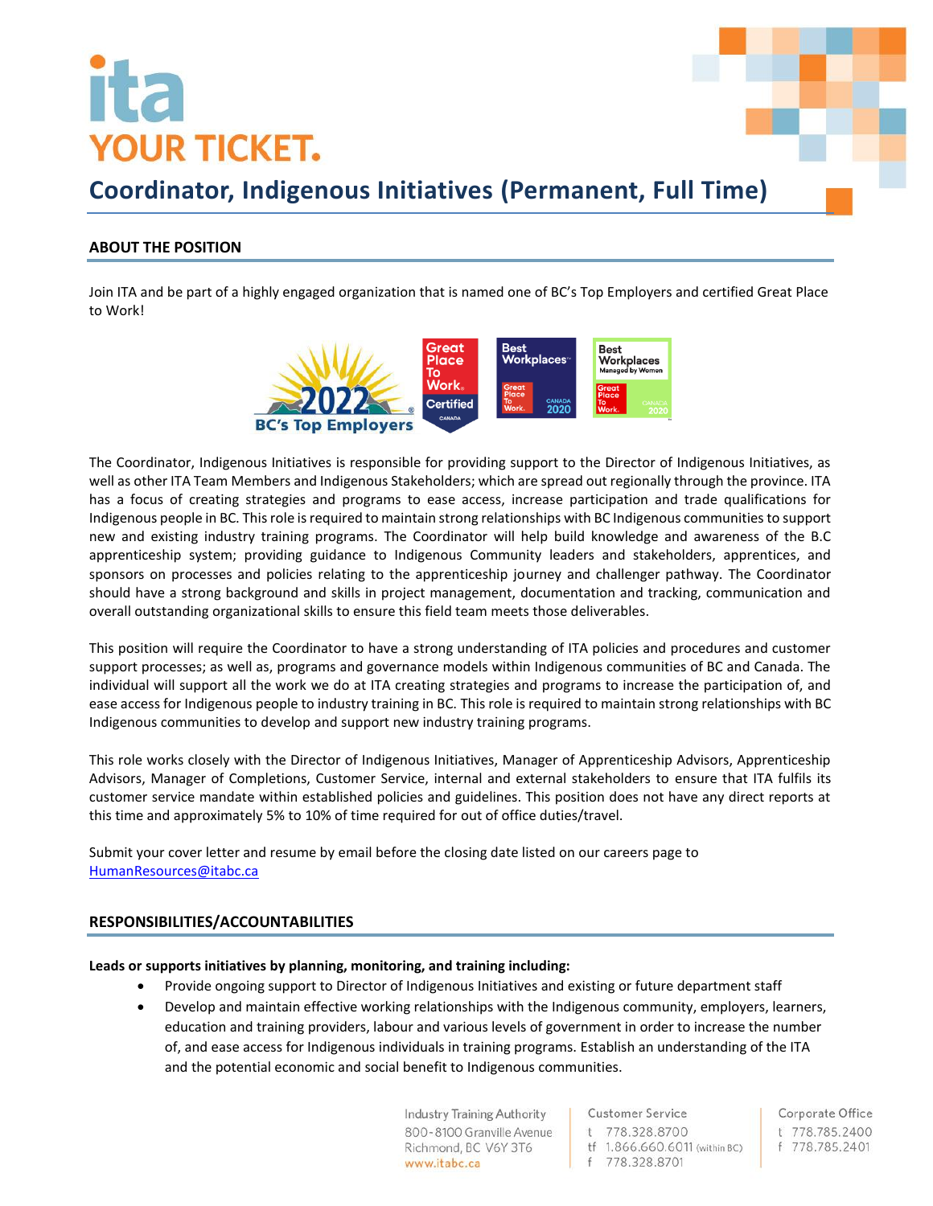# Coordinator, Indigenous Initiatives (Permanent, Full Time)

## ABOUT THE POSITION

Join ITA and be part of a highly engaged organization that is named one of BC's Top Employers and certified Great Place to Work!

The Coordinator, Indigenous Initiatives is responsible for providing support to the Director of Indigenous Initiatives, as well as other ITA Team Members and Indigenous Stakeholders; which are spread out regionally through the province. ITA has a focus of creating strategies and programs to ease access, increase participation and trade qualifications for Indigenous people in BC. This role is required to maintain strong relationships with BC Indigenous communities to support new and existing industry training programs. The Coordinator will help build knowledge and awareness of the B.C apprenticeship system; providing guidance to Indigenous Community leaders and stakeholders, apprentices, and sponsors on processes and policies relating to the apprenticeship journey and challenger pathway. The Coordinator should have a strong background and skills in project management, documentation and tracking, communication and overall outstanding organizational skills to ensure this field team meets those deliverables.

This position will require the Coordinator to have a strong understanding of ITA policies and procedures and customer support processes; as well as, programs and governance models within Indigenous communities of BC and Canada. The individual will support all the work we do at ITA creating strategies and programs to increase the participation of, and ease access for Indigenous people to industry training in BC. This role is required to maintain strong relationships with BC Indigenous communities to develop and support new industry training programs.

This role works closely with the Director of Indigenous Initiatives, Manager of Apprenticeship Advisors, Apprenticeship Advisors, Manager of Completions, Customer Service, internal and external stakeholders to ensure that ITA fulfils its customer service mandate within established policies and guidelines. This position does not have any direct reports at this time and approximately 5% to 10% of time required for out of office duties/travel.

Submit your cover letter and resume by email before the closing date listed on our careers page to HumanResources@itabc.ca

## RESPONSIBILITIES/ACCOUNTABILITIES

**Leads or supports initiatives by planning, monitoring, and training including:**

- Provide ongoing support to Director of Indigenous Initiatives and existing or future department staff
- Develop and maintain effective working relationships with the Indigenous community, employers, learners, education and training providers, labour and various levels of government in order to increase the number of, and ease access for Indigenous individuals in training programs. Establish an understanding of the ITA and the potential economic and social benefit to Indigenous communities.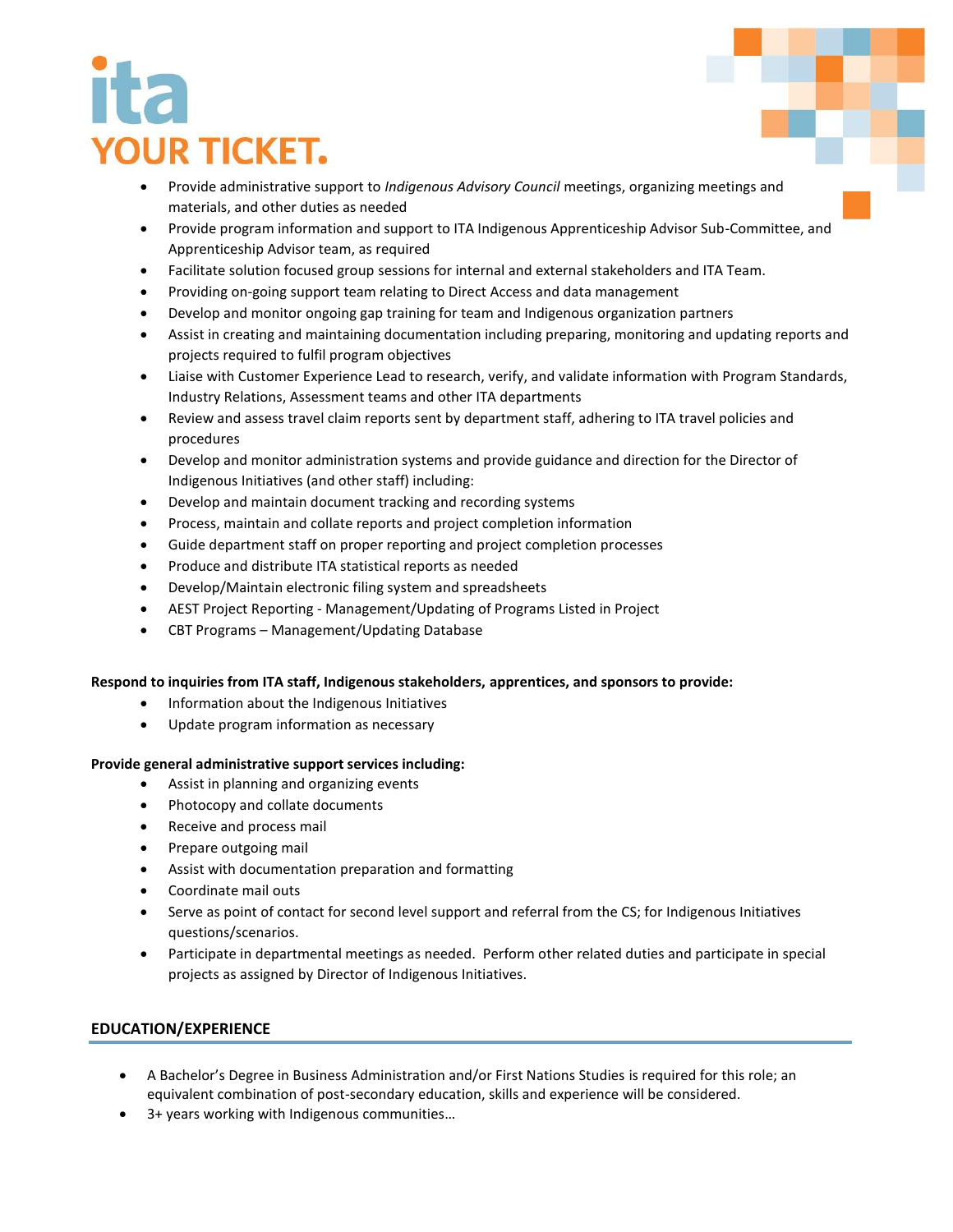- Provide administrative support to *Indigenous Advisory Council* meetings, organizing meetings and materials, and other duties as needed
- Provide program information and support to ITA Indigenous Apprenticeship Advisor Sub-Committee, and Apprenticeship Advisor team, as required
- Facilitate solution focused group sessions for internal and external stakeholders and ITA Team.
- Providing on-going support team relating to Direct Access and data management
- Develop and monitor ongoing gap training for team and Indigenous organization partners
- Assist in creating and maintaining documentation including preparing, monitoring and updating reports and projects required to fulfil program objectives
- Liaise with Customer Experience Lead to research, verify, and validate information with Program Standards, Industry Relations, Assessment teams and other ITA departments
- Review and assess travel claim reports sent by department staff, adhering to ITA travel policies and procedures
- Develop and monitor administration systems and provide guidance and direction for the Director of Indigenous Initiatives (and other staff) including:
- Develop and maintain document tracking and recording systems
- Process, maintain and collate reports and project completion information
- Guide department staff on proper reporting and project completion processes
- Produce and distribute ITA statistical reports as needed
- Develop/Maintain electronic filing system and spreadsheets
- AEST Project Reporting - Management/Updating of Programs Listed in Project
- CBT Programs – Management/Updating Database

**Respond to inquiries from ITA staff, Indigenous stakeholders, apprentices, and sponsors to provide:**

- Information about the Indigenous Initiatives
- Update program information as necessary

**Provide general administrative support services including:**

- Assist in planning and organizing events
- Photocopy and collate documents
- Receive and process mail
- Prepare outgoing mail
- Assist with documentation preparation and formatting
- Coordinate mail outs
- Serve as point of contact for second level support and referral from the CS; for Indigenous Initiatives questions/scenarios.
- Participate in departmental meetings as needed. Perform other related duties and participate in special projects as assigned by Director of Indigenous Initiatives.

## EDUCATION/EXPERIENCE

- A Bachelor's Degree in Business Administration and/or First Nations Studies is required for this role; an equivalent combination of post-secondary education, skills and experience will be considered.
- 3+ years working with Indigenous communities…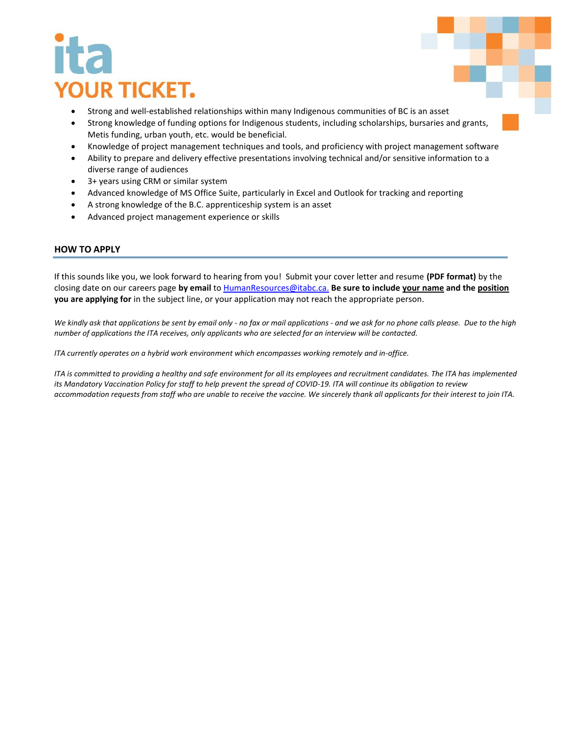- Strong and well-established relationships within many Indigenous communities of BC is an asset
- Strong knowledge of funding options for Indigenous students, including scholarships, bursaries and grants, Metis funding, urban youth, etc. would be beneficial.
- Knowledge of project management techniques and tools, and proficiency with project management software
- Ability to prepare and delivery effective presentations involving technical and/or sensitive information to a diverse range of audiences
- 3+ years using CRM or similar system
- Advanced knowledge of MS Office Suite, particularly in Excel and Outlook for tracking and reporting
- A strong knowledge of the B.C. apprenticeship system is an asset
- Advanced project management experience or skills

## HOW TO APPLY

If this sounds like you, we look forward to hearing from you! Submit your cover letter and resume **(PDF format)** by the closing date on our careers page **by email** to HumanResources@itabc.ca. **Be sure to include your name and the position you are applying for** in the subject line, or your application may not reach the appropriate person.

*We kindly ask that applications be sent by email only - no fax or mail applications - and we ask for no phone calls please. Due to the high number of applications the ITA receives, only applicants who are selected for an interview will be contacted.*

*ITA currently operates on a hybrid work environment which encompasses working remotely and in-office.*

*ITA is committed to providing a healthy and safe environment for all its employees and recruitment candidates. The ITA has implemented its Mandatory Vaccination Policy for staff to help prevent the spread of COVID-19. ITA will continue its obligation to review accommodation requests from staff who are unable to receive the vaccine. We sincerely thank all applicants for their interest to join ITA.*